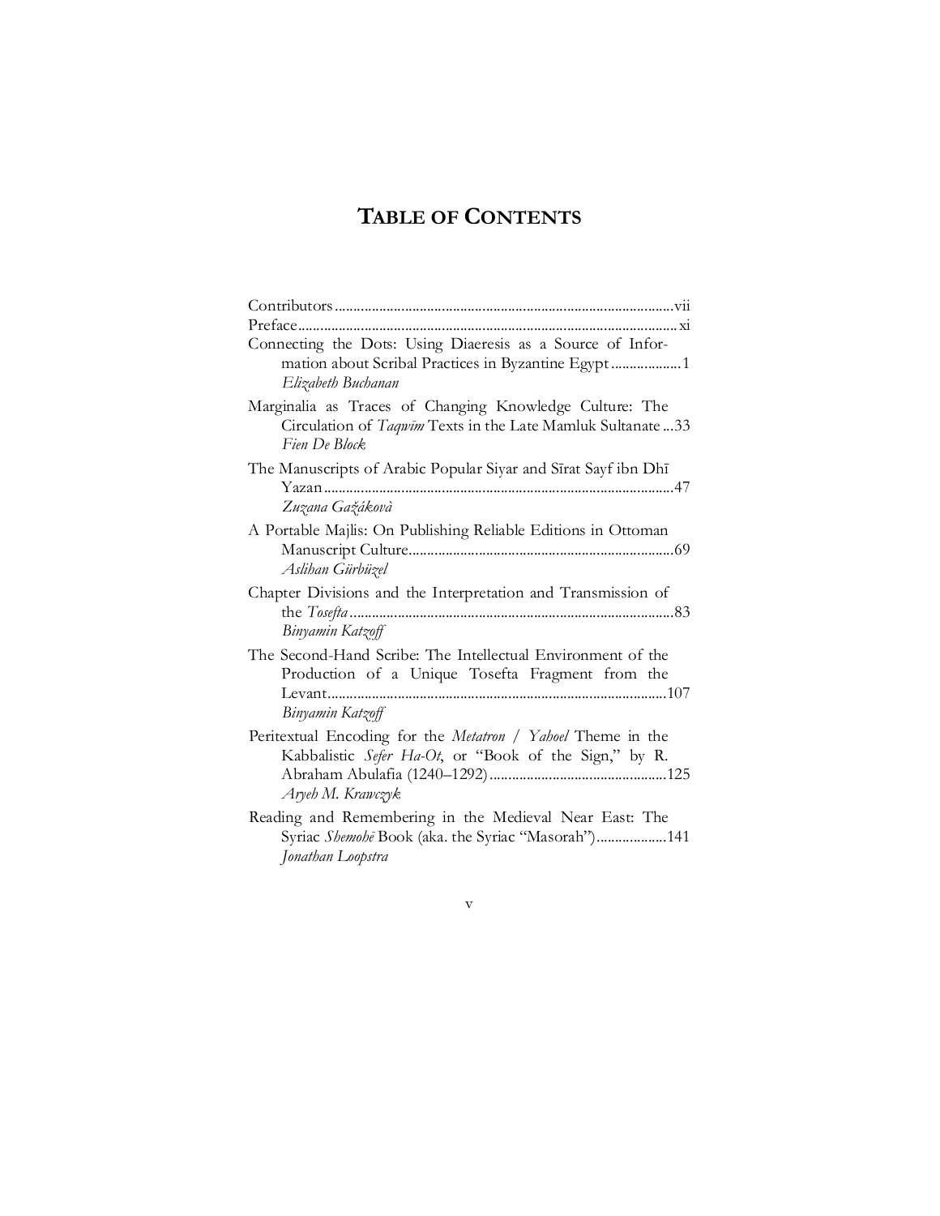# TABLE OF CONTENTS

Contributors ..................................................................................... vii

Preface ............................................................................................. xi

Connecting the Dots: Using Diaeresis as a Source of Information about Scribal Practices in Byzantine Egypt .................. 1
*Elizabeth Buchanan*

Marginalia as Traces of Changing Knowledge Culture: The Circulation of *Taqwīm* Texts in the Late Mamluk Sultanate ... 33
*Fien De Block*

The Manuscripts of Arabic Popular Siyar and Sīrat Sayf ibn Dhī Yazan ............................................................................... 47
*Zuzana Gažáková*

A Portable Majlis: On Publishing Reliable Editions in Ottoman Manuscript Culture ....................................................... 69
*Aslihan Gürbüzel*

Chapter Divisions and the Interpretation and Transmission of the *Tosefta* ........................................................................ 83
*Binyamin Katzoff*

The Second-Hand Scribe: The Intellectual Environment of the Production of a Unique Tosefta Fragment from the Levant ........................................................................... 107
*Binyamin Katzoff*

Peritextual Encoding for the *Metatron* / *Yahoel* Theme in the Kabbalistic *Sefer Ha-Ot*, or "Book of the Sign," by R. Abraham Abulafia (1240–1292) ............................................ 125
*Aryeh M. Krawczyk*

Reading and Remembering in the Medieval Near East: The Syriac *Shemohē* Book (aka. the Syriac "Masorah") .................. 141
*Jonathan Loopstra*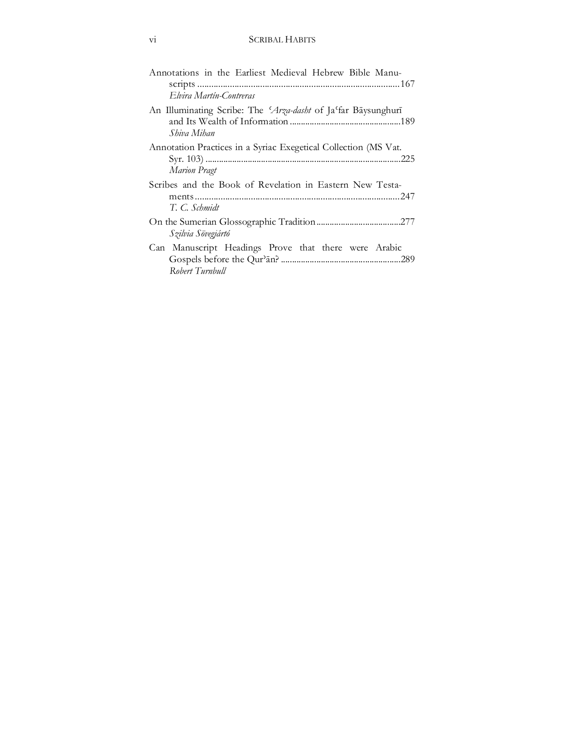Annotations in the Earliest Medieval Hebrew Bible Manuscripts ........................................................................................167
*Elvira Martín-Contreras*

An Illuminating Scribe: The *ʿArza-dasht* of Jaʿfar Bāysunghurī and Its Wealth of Information ..................................................189
*Shiva Mihan*

Annotation Practices in a Syriac Exegetical Collection (MS Vat. Syr. 103) ........................................................................................225
*Marion Pragt*

Scribes and the Book of Revelation in Eastern New Testaments ........................................................................................247
*T. C. Schmidt*

On the Sumerian Glossographic Tradition......................................277
*Szilvia Sövegjártó*

Can Manuscript Headings Prove that there were Arabic Gospels before the Qurʾān? ......................................................289
*Robert Turnbull*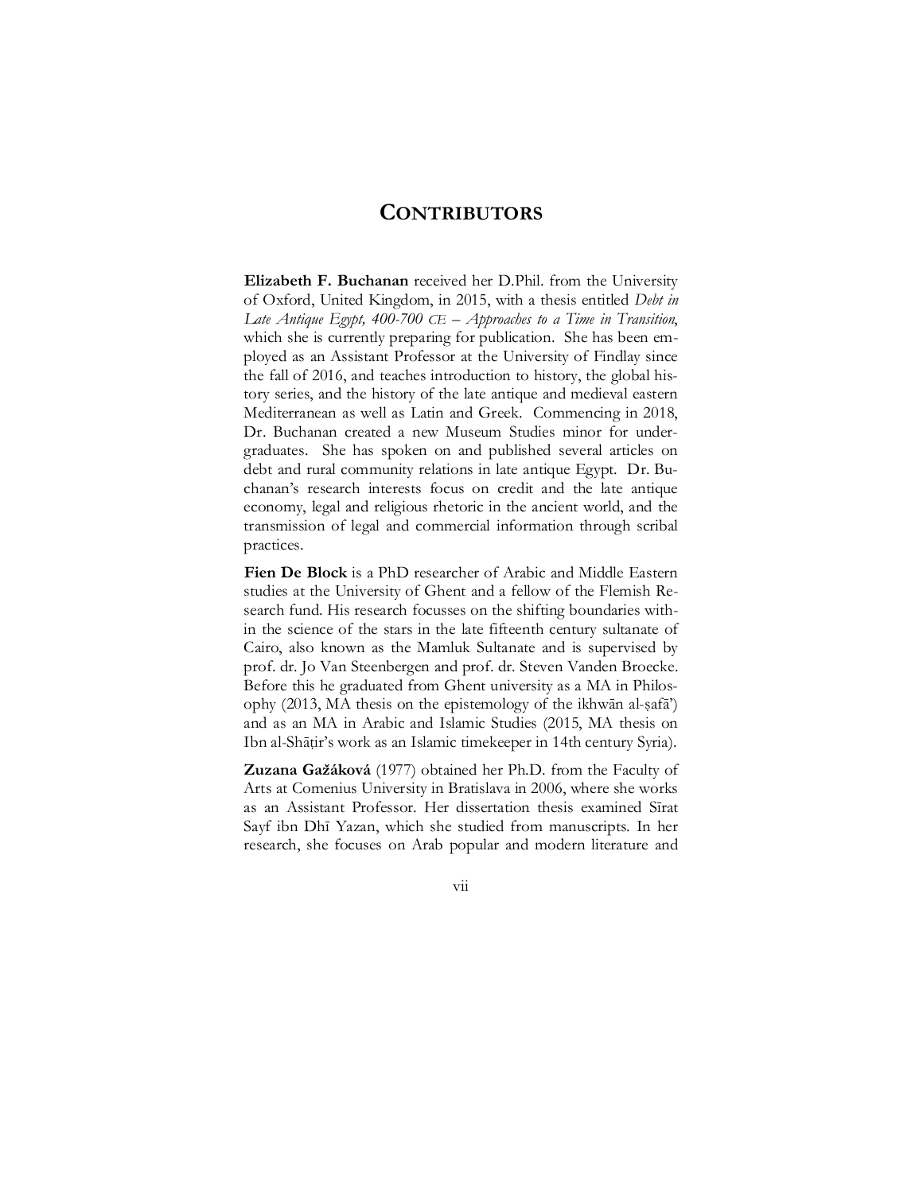# CONTRIBUTORS

**Elizabeth F. Buchanan** received her D.Phil. from the University of Oxford, United Kingdom, in 2015, with a thesis entitled *Debt in Late Antique Egypt, 400-700* CE *– Approaches to a Time in Transition*, which she is currently preparing for publication. She has been employed as an Assistant Professor at the University of Findlay since the fall of 2016, and teaches introduction to history, the global history series, and the history of the late antique and medieval eastern Mediterranean as well as Latin and Greek. Commencing in 2018, Dr. Buchanan created a new Museum Studies minor for undergraduates. She has spoken on and published several articles on debt and rural community relations in late antique Egypt. Dr. Buchanan's research interests focus on credit and the late antique economy, legal and religious rhetoric in the ancient world, and the transmission of legal and commercial information through scribal practices.

**Fien De Block** is a PhD researcher of Arabic and Middle Eastern studies at the University of Ghent and a fellow of the Flemish Research fund. His research focusses on the shifting boundaries within the science of the stars in the late fifteenth century sultanate of Cairo, also known as the Mamluk Sultanate and is supervised by prof. dr. Jo Van Steenbergen and prof. dr. Steven Vanden Broecke. Before this he graduated from Ghent university as a MA in Philosophy (2013, MA thesis on the epistemology of the ikhwān al-ṣafā') and as an MA in Arabic and Islamic Studies (2015, MA thesis on Ibn al-Shāṭir's work as an Islamic timekeeper in 14th century Syria).

**Zuzana Gažáková** (1977) obtained her Ph.D. from the Faculty of Arts at Comenius University in Bratislava in 2006, where she works as an Assistant Professor. Her dissertation thesis examined Sīrat Sayf ibn Dhī Yazan, which she studied from manuscripts. In her research, she focuses on Arab popular and modern literature and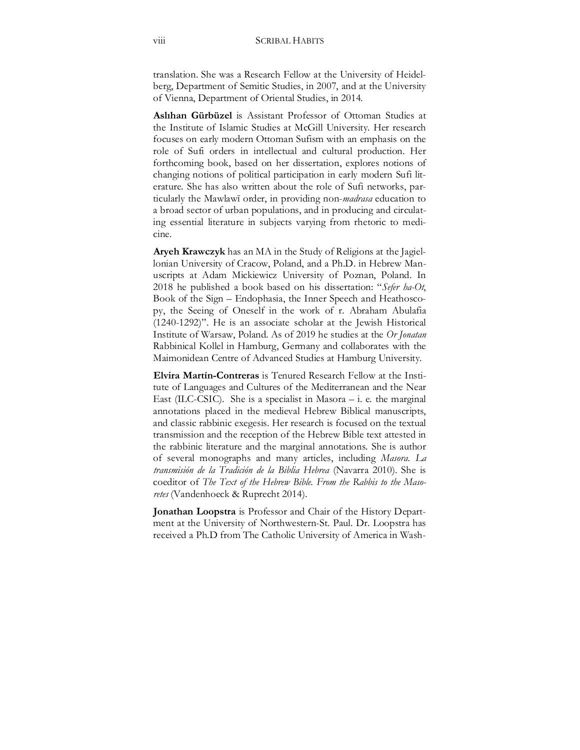translation. She was a Research Fellow at the University of Heidelberg, Department of Semitic Studies, in 2007, and at the University of Vienna, Department of Oriental Studies, in 2014.

**Aslıhan Gürbüzel** is Assistant Professor of Ottoman Studies at the Institute of Islamic Studies at McGill University. Her research focuses on early modern Ottoman Sufism with an emphasis on the role of Sufi orders in intellectual and cultural production. Her forthcoming book, based on her dissertation, explores notions of changing notions of political participation in early modern Sufi literature. She has also written about the role of Sufi networks, particularly the Mawlawī order, in providing non-*madrasa* education to a broad sector of urban populations, and in producing and circulating essential literature in subjects varying from rhetoric to medicine.

**Aryeh Krawczyk** has an MA in the Study of Religions at the Jagiellonian University of Cracow, Poland, and a Ph.D. in Hebrew Manuscripts at Adam Mickiewicz University of Poznan, Poland. In 2018 he published a book based on his dissertation: "*Sefer ha-Ot*, Book of the Sign – Endophasia, the Inner Speech and Heathoscopy, the Seeing of Oneself in the work of r. Abraham Abulafia (1240-1292)". He is an associate scholar at the Jewish Historical Institute of Warsaw, Poland. As of 2019 he studies at the *Or Jonatan* Rabbinical Kollel in Hamburg, Germany and collaborates with the Maimonidean Centre of Advanced Studies at Hamburg University.

**Elvira Martín-Contreras** is Tenured Research Fellow at the Institute of Languages and Cultures of the Mediterranean and the Near East (ILC-CSIC). She is a specialist in Masora – i. e. the marginal annotations placed in the medieval Hebrew Biblical manuscripts, and classic rabbinic exegesis. Her research is focused on the textual transmission and the reception of the Hebrew Bible text attested in the rabbinic literature and the marginal annotations. She is author of several monographs and many articles, including *Masora. La transmisión de la Tradición de la Biblia Hebrea* (Navarra 2010). She is coeditor of *The Text of the Hebrew Bible. From the Rabbis to the Masoretes* (Vandenhoeck & Ruprecht 2014).

**Jonathan Loopstra** is Professor and Chair of the History Department at the University of Northwestern-St. Paul. Dr. Loopstra has received a Ph.D from The Catholic University of America in Wash-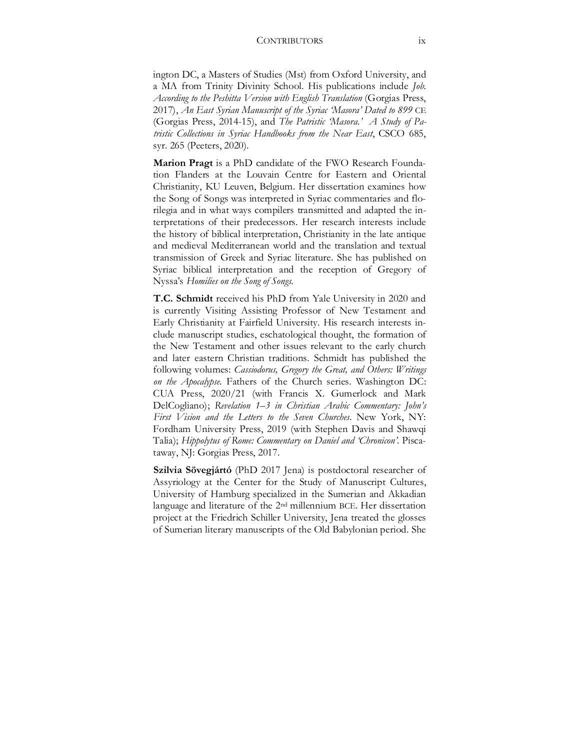ington DC, a Masters of Studies (Mst) from Oxford University, and a MA from Trinity Divinity School. His publications include *Job. According to the Peshitta Version with English Translation* (Gorgias Press, 2017), *An East Syrian Manuscript of the Syriac 'Masora' Dated to 899* CE (Gorgias Press, 2014-15), and *The Patristic 'Masora.' A Study of Patristic Collections in Syriac Handbooks from the Near East*, CSCO 685, syr. 265 (Peeters, 2020).

**Marion Pragt** is a PhD candidate of the FWO Research Foundation Flanders at the Louvain Centre for Eastern and Oriental Christianity, KU Leuven, Belgium. Her dissertation examines how the Song of Songs was interpreted in Syriac commentaries and florilegia and in what ways compilers transmitted and adapted the interpretations of their predecessors. Her research interests include the history of biblical interpretation, Christianity in the late antique and medieval Mediterranean world and the translation and textual transmission of Greek and Syriac literature. She has published on Syriac biblical interpretation and the reception of Gregory of Nyssa's *Homilies on the Song of Songs.*

**T.C. Schmidt** received his PhD from Yale University in 2020 and is currently Visiting Assisting Professor of New Testament and Early Christianity at Fairfield University. His research interests include manuscript studies, eschatological thought, the formation of the New Testament and other issues relevant to the early church and later eastern Christian traditions. Schmidt has published the following volumes: *Cassiodorus, Gregory the Great, and Others: Writings on the Apocalypse.* Fathers of the Church series. Washington DC: CUA Press, 2020/21 (with Francis X. Gumerlock and Mark DelCogliano); *Revelation 1–3 in Christian Arabic Commentary: John's First Vision and the Letters to the Seven Churches*. New York, NY: Fordham University Press, 2019 (with Stephen Davis and Shawqi Talia); *Hippolytus of Rome: Commentary on Daniel and 'Chronicon'*. Piscataway, NJ: Gorgias Press, 2017.

**Szilvia Sövegjártó** (PhD 2017 Jena) is postdoctoral researcher of Assyriology at the Center for the Study of Manuscript Cultures, University of Hamburg specialized in the Sumerian and Akkadian language and literature of the 2nd millennium BCE. Her dissertation project at the Friedrich Schiller University, Jena treated the glosses of Sumerian literary manuscripts of the Old Babylonian period. She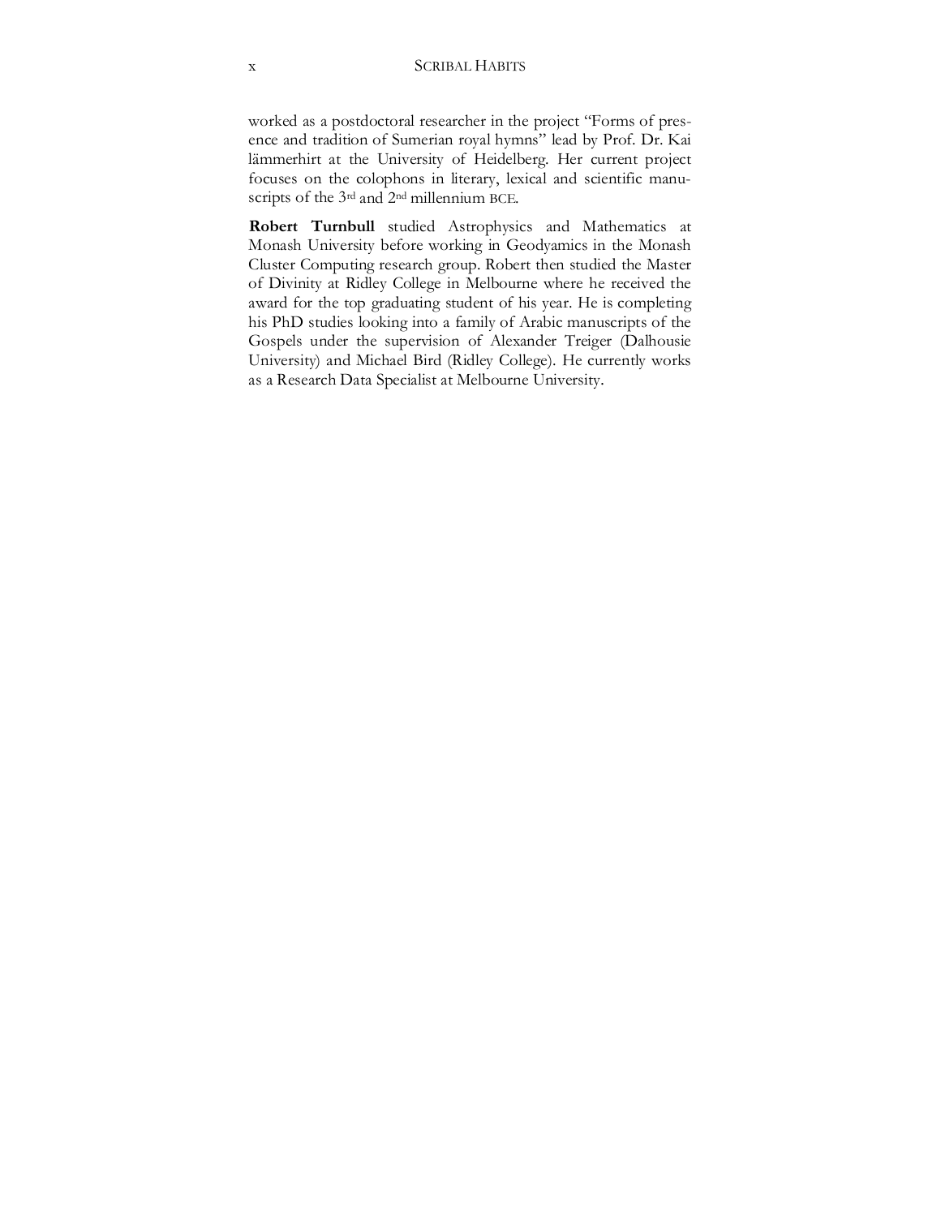worked as a postdoctoral researcher in the project "Forms of presence and tradition of Sumerian royal hymns" lead by Prof. Dr. Kai lämmerhirt at the University of Heidelberg. Her current project focuses on the colophons in literary, lexical and scientific manuscripts of the 3rd and 2nd millennium BCE.

**Robert Turnbull** studied Astrophysics and Mathematics at Monash University before working in Geodyamics in the Monash Cluster Computing research group. Robert then studied the Master of Divinity at Ridley College in Melbourne where he received the award for the top graduating student of his year. He is completing his PhD studies looking into a family of Arabic manuscripts of the Gospels under the supervision of Alexander Treiger (Dalhousie University) and Michael Bird (Ridley College). He currently works as a Research Data Specialist at Melbourne University.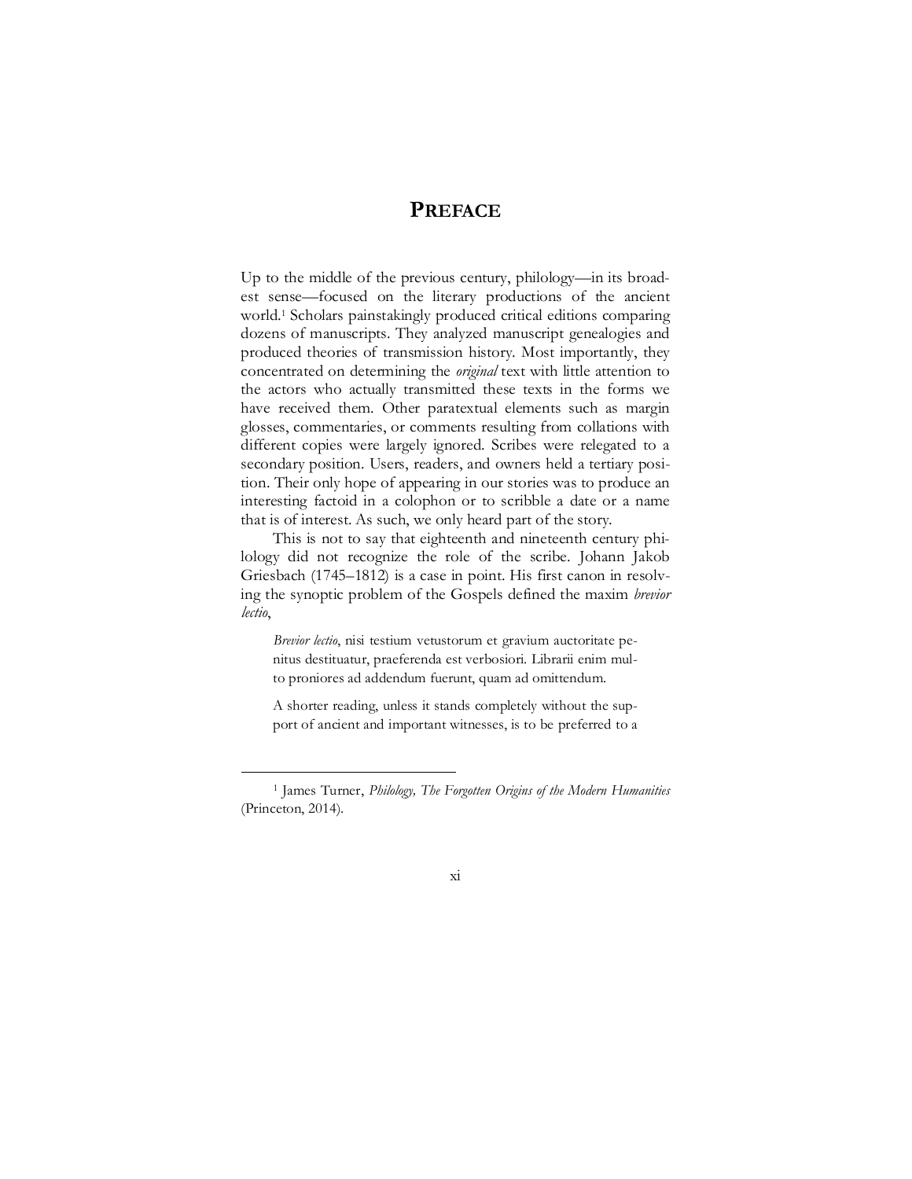# PREFACE

Up to the middle of the previous century, philology—in its broadest sense—focused on the literary productions of the ancient world.[1] Scholars painstakingly produced critical editions comparing dozens of manuscripts. They analyzed manuscript genealogies and produced theories of transmission history. Most importantly, they concentrated on determining the *original* text with little attention to the actors who actually transmitted these texts in the forms we have received them. Other paratextual elements such as margin glosses, commentaries, or comments resulting from collations with different copies were largely ignored. Scribes were relegated to a secondary position. Users, readers, and owners held a tertiary position. Their only hope of appearing in our stories was to produce an interesting factoid in a colophon or to scribble a date or a name that is of interest. As such, we only heard part of the story.

This is not to say that eighteenth and nineteenth century philology did not recognize the role of the scribe. Johann Jakob Griesbach (1745–1812) is a case in point. His first canon in resolving the synoptic problem of the Gospels defined the maxim *brevior lectio*,

> *Brevior lectio*, nisi testium vetustorum et gravium auctoritate penitus destituatur, praeferenda est verbosiori. Librarii enim multo proniores ad addendum fuerunt, quam ad omittendum.
>
> A shorter reading, unless it stands completely without the support of ancient and important witnesses, is to be preferred to a

---

[1] James Turner, *Philology, The Forgotten Origins of the Modern Humanities* (Princeton, 2014).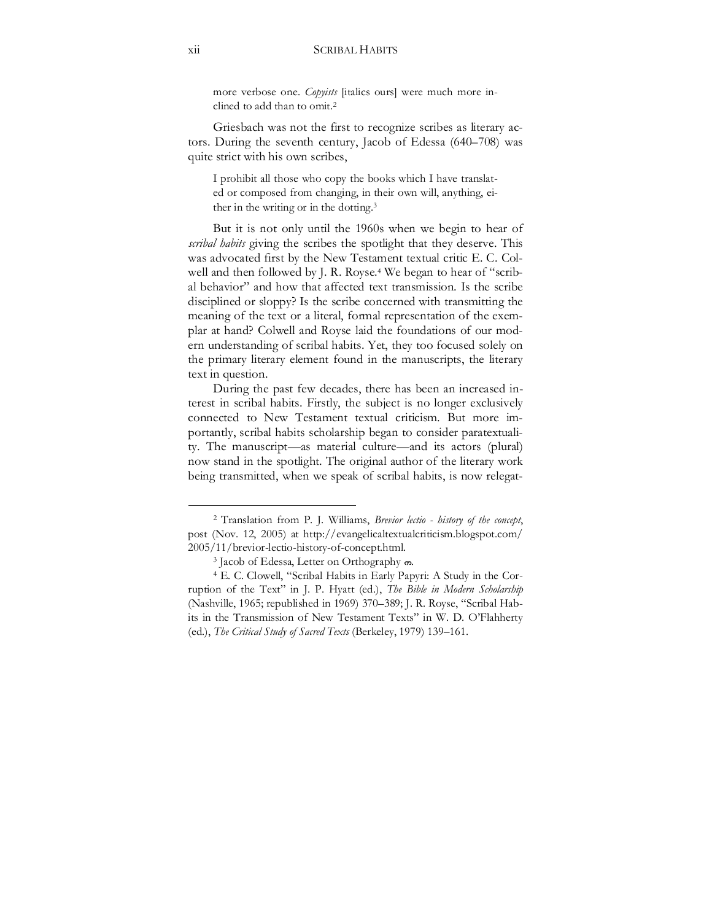> more verbose one. *Copyists* [italics ours] were much more inclined to add than to omit.[2]

Griesbach was not the first to recognize scribes as literary actors. During the seventh century, Jacob of Edessa (640–708) was quite strict with his own scribes,

> I prohibit all those who copy the books which I have translated or composed from changing, in their own will, anything, either in the writing or in the dotting.[3]

But it is not only until the 1960s when we begin to hear of *scribal habits* giving the scribes the spotlight that they deserve. This was advocated first by the New Testament textual critic E. C. Colwell and then followed by J. R. Royse.[4] We began to hear of "scribal behavior" and how that affected text transmission. Is the scribe disciplined or sloppy? Is the scribe concerned with transmitting the meaning of the text or a literal, formal representation of the exemplar at hand? Colwell and Royse laid the foundations of our modern understanding of scribal habits. Yet, they too focused solely on the primary literary element found in the manuscripts, the literary text in question.

During the past few decades, there has been an increased interest in scribal habits. Firstly, the subject is no longer exclusively connected to New Testament textual criticism. But more importantly, scribal habits scholarship began to consider paratextuality. The manuscript—as material culture—and its actors (plural) now stand in the spotlight. The original author of the literary work being transmitted, when we speak of scribal habits, is now relegat-

---

[2] Translation from P. J. Williams, *Brevior lectio - history of the concept*, post (Nov. 12, 2005) at http://evangelicaltextualcriticism.blogspot.com/2005/11/brevior-lectio-history-of-concept.html.

[3] Jacob of Edessa, Letter on Orthography ܡ.

[4] E. C. Clowell, "Scribal Habits in Early Papyri: A Study in the Corruption of the Text" in J. P. Hyatt (ed.), *The Bible in Modern Scholarship* (Nashville, 1965; republished in 1969) 370–389; J. R. Royse, "Scribal Habits in the Transmission of New Testament Texts" in W. D. O'Flahherty (ed.), *The Critical Study of Sacred Texts* (Berkeley, 1979) 139–161.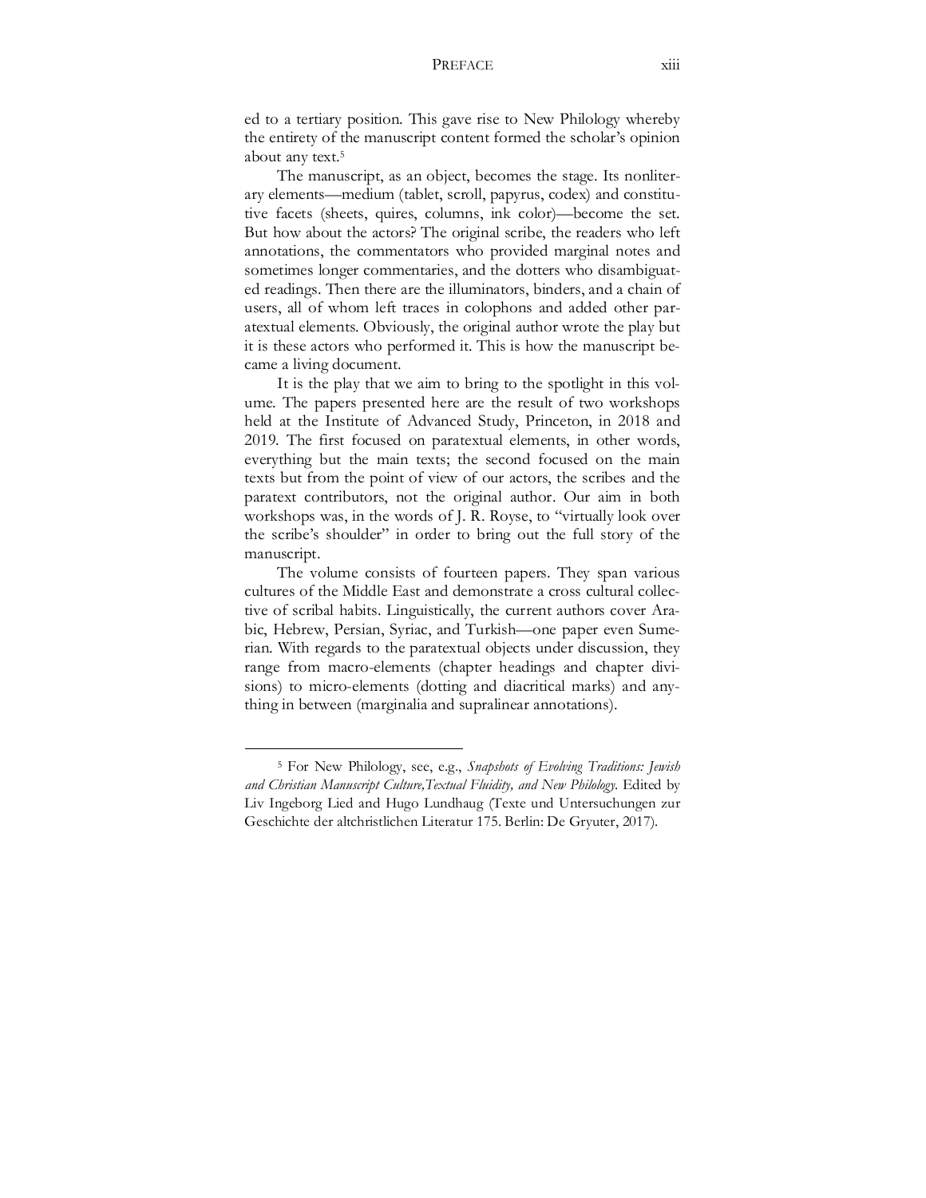ed to a tertiary position. This gave rise to New Philology whereby the entirety of the manuscript content formed the scholar's opinion about any text.[5]

The manuscript, as an object, becomes the stage. Its nonliterary elements—medium (tablet, scroll, papyrus, codex) and constitutive facets (sheets, quires, columns, ink color)—become the set. But how about the actors? The original scribe, the readers who left annotations, the commentators who provided marginal notes and sometimes longer commentaries, and the dotters who disambiguated readings. Then there are the illuminators, binders, and a chain of users, all of whom left traces in colophons and added other paratextual elements. Obviously, the original author wrote the play but it is these actors who performed it. This is how the manuscript became a living document.

It is the play that we aim to bring to the spotlight in this volume. The papers presented here are the result of two workshops held at the Institute of Advanced Study, Princeton, in 2018 and 2019. The first focused on paratextual elements, in other words, everything but the main texts; the second focused on the main texts but from the point of view of our actors, the scribes and the paratext contributors, not the original author. Our aim in both workshops was, in the words of J. R. Royse, to "virtually look over the scribe's shoulder" in order to bring out the full story of the manuscript.

The volume consists of fourteen papers. They span various cultures of the Middle East and demonstrate a cross cultural collective of scribal habits. Linguistically, the current authors cover Arabic, Hebrew, Persian, Syriac, and Turkish—one paper even Sumerian. With regards to the paratextual objects under discussion, they range from macro-elements (chapter headings and chapter divisions) to micro-elements (dotting and diacritical marks) and anything in between (marginalia and supralinear annotations).

---

[5] For New Philology, see, e.g., *Snapshots of Evolving Traditions: Jewish and Christian Manuscript Culture,Textual Fluidity, and New Philology*. Edited by Liv Ingeborg Lied and Hugo Lundhaug (Texte und Untersuchungen zur Geschichte der altchristlichen Literatur 175. Berlin: De Gryuter, 2017).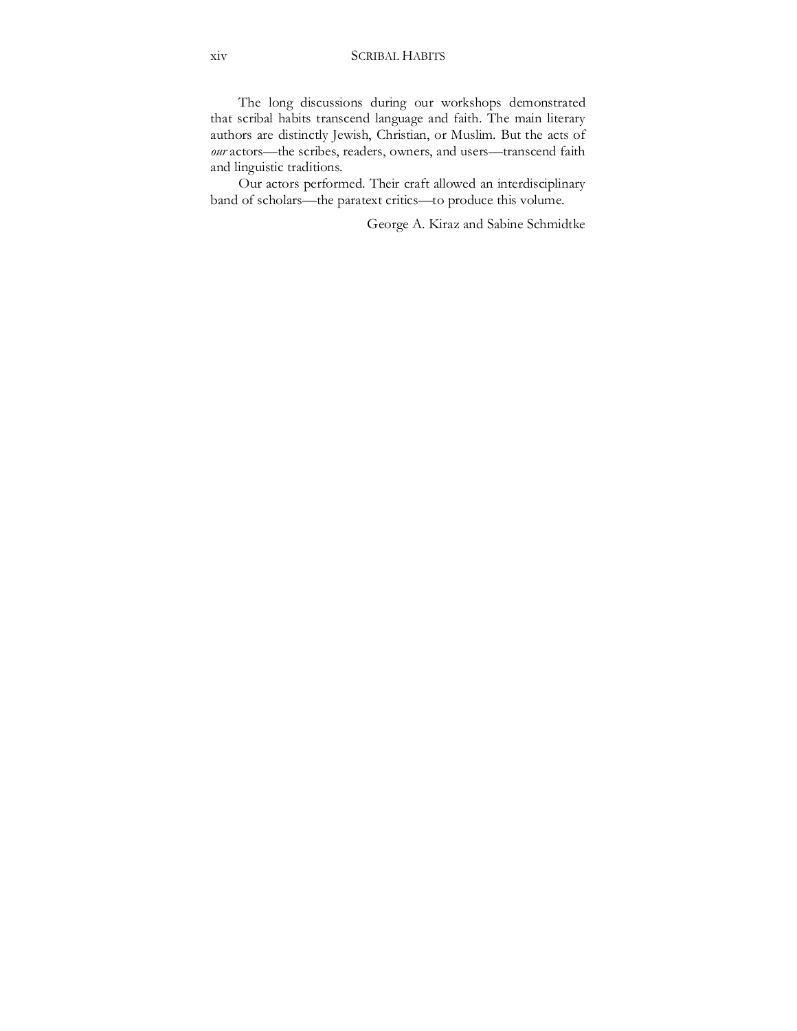The long discussions during our workshops demonstrated that scribal habits transcend language and faith. The main literary authors are distinctly Jewish, Christian, or Muslim. But the acts of *our* actors—the scribes, readers, owners, and users—transcend faith and linguistic traditions.

Our actors performed. Their craft allowed an interdisciplinary band of scholars—the paratext critics—to produce this volume.

George A. Kiraz and Sabine Schmidtke